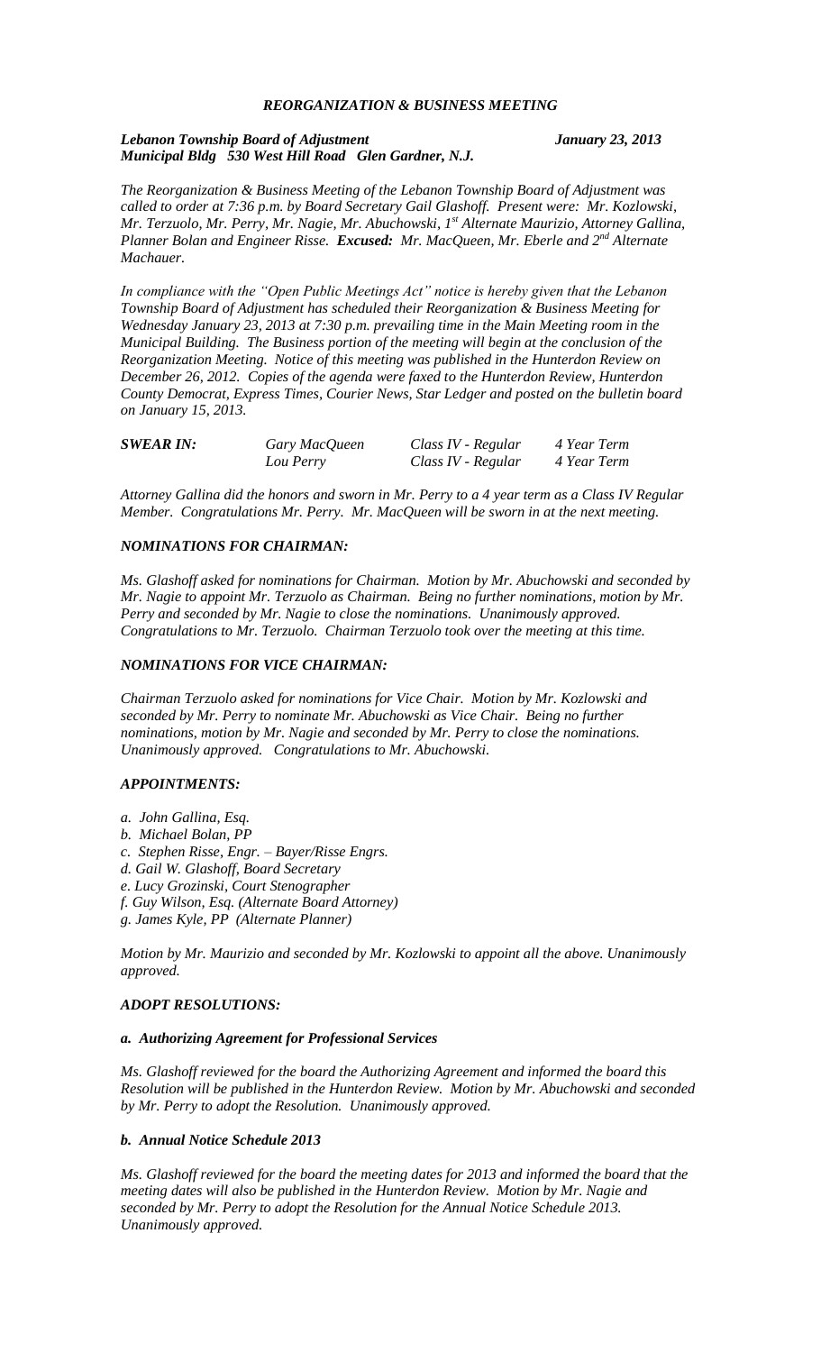***REORGANIZATION & BUSINESS MEETING***

***Lebanon Township Board of Adjustment*** ***January 23, 2013***
***Municipal Bldg 530 West Hill Road Glen Gardner, N.J.***

*The Reorganization & Business Meeting of the Lebanon Township Board of Adjustment was called to order at 7:36 p.m. by Board Secretary Gail Glashoff. Present were: Mr. Kozlowski, Mr. Terzuolo, Mr. Perry, Mr. Nagie, Mr. Abuchowski, 1st Alternate Maurizio, Attorney Gallina, Planner Bolan and Engineer Risse.* ***Excused:*** *Mr. MacQueen, Mr. Eberle and 2nd Alternate Machauer.*

*In compliance with the "Open Public Meetings Act" notice is hereby given that the Lebanon Township Board of Adjustment has scheduled their Reorganization & Business Meeting for Wednesday January 23, 2013 at 7:30 p.m. prevailing time in the Main Meeting room in the Municipal Building. The Business portion of the meeting will begin at the conclusion of the Reorganization Meeting. Notice of this meeting was published in the Hunterdon Review on December 26, 2012. Copies of the agenda were faxed to the Hunterdon Review, Hunterdon County Democrat, Express Times, Courier News, Star Ledger and posted on the bulletin board on January 15, 2013.*

| ***SWEAR IN:*** | *Gary MacQueen* | *Class IV - Regular* | *4 Year Term* |
|---|---|---|---|
| | *Lou Perry* | *Class IV - Regular* | *4 Year Term* |

*Attorney Gallina did the honors and sworn in Mr. Perry to a 4 year term as a Class IV Regular Member. Congratulations Mr. Perry. Mr. MacQueen will be sworn in at the next meeting.*

### ***NOMINATIONS FOR CHAIRMAN:***

*Ms. Glashoff asked for nominations for Chairman. Motion by Mr. Abuchowski and seconded by Mr. Nagie to appoint Mr. Terzuolo as Chairman. Being no further nominations, motion by Mr. Perry and seconded by Mr. Nagie to close the nominations. Unanimously approved. Congratulations to Mr. Terzuolo. Chairman Terzuolo took over the meeting at this time.*

### ***NOMINATIONS FOR VICE CHAIRMAN:***

*Chairman Terzuolo asked for nominations for Vice Chair. Motion by Mr. Kozlowski and seconded by Mr. Perry to nominate Mr. Abuchowski as Vice Chair. Being no further nominations, motion by Mr. Nagie and seconded by Mr. Perry to close the nominations. Unanimously approved. Congratulations to Mr. Abuchowski.*

### ***APPOINTMENTS:***

*a. John Gallina, Esq.*
*b. Michael Bolan, PP*
*c. Stephen Risse, Engr. – Bayer/Risse Engrs.*
*d. Gail W. Glashoff, Board Secretary*
*e. Lucy Grozinski, Court Stenographer*
*f. Guy Wilson, Esq. (Alternate Board Attorney)*
*g. James Kyle, PP (Alternate Planner)*

*Motion by Mr. Maurizio and seconded by Mr. Kozlowski to appoint all the above. Unanimously approved.*

### ***ADOPT RESOLUTIONS:***

#### ***a. Authorizing Agreement for Professional Services***

*Ms. Glashoff reviewed for the board the Authorizing Agreement and informed the board this Resolution will be published in the Hunterdon Review. Motion by Mr. Abuchowski and seconded by Mr. Perry to adopt the Resolution. Unanimously approved.*

#### ***b. Annual Notice Schedule 2013***

*Ms. Glashoff reviewed for the board the meeting dates for 2013 and informed the board that the meeting dates will also be published in the Hunterdon Review. Motion by Mr. Nagie and seconded by Mr. Perry to adopt the Resolution for the Annual Notice Schedule 2013. Unanimously approved.*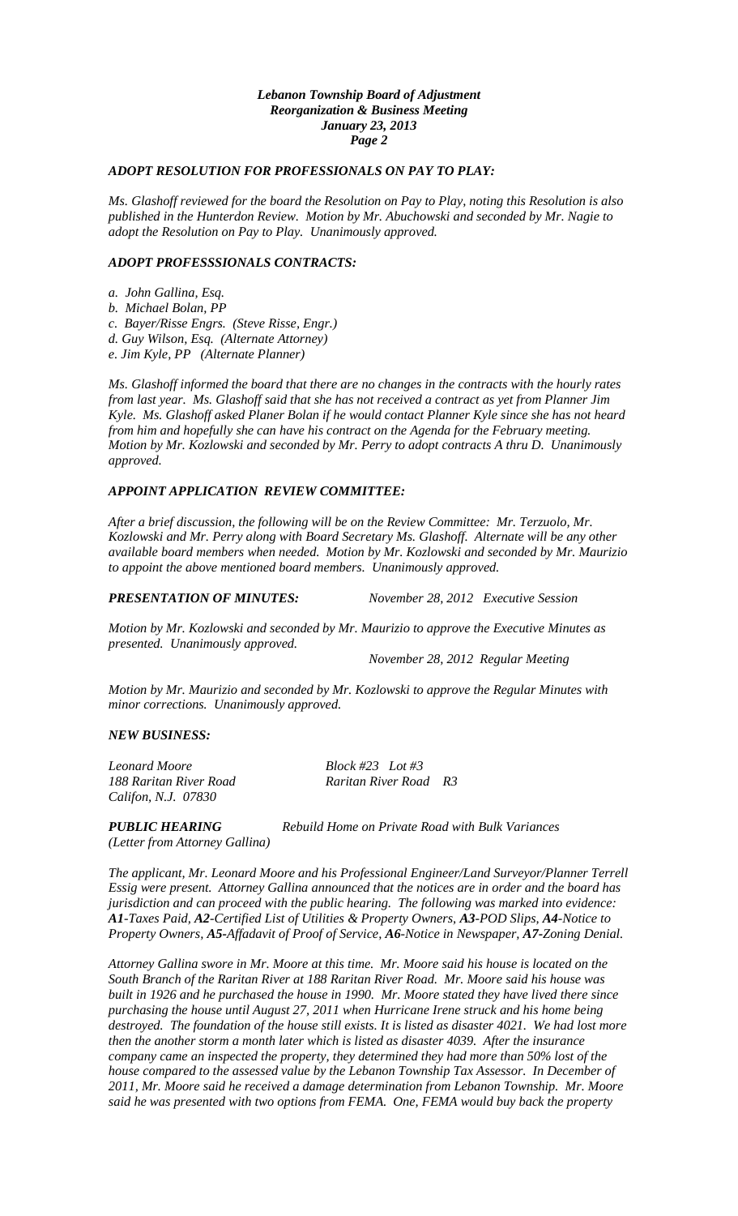## *ADOPT RESOLUTION FOR PROFESSIONALS ON PAY TO PLAY:*

*Ms. Glashoff reviewed for the board the Resolution on Pay to Play, noting this Resolution is also published in the Hunterdon Review. Motion by Mr. Abuchowski and seconded by Mr. Nagie to adopt the Resolution on Pay to Play. Unanimously approved.*

## *ADOPT PROFESSSIONALS CONTRACTS:*

*a. John Gallina, Esq.*
*b. Michael Bolan, PP*
*c. Bayer/Risse Engrs. (Steve Risse, Engr.)*
*d. Guy Wilson, Esq. (Alternate Attorney)*
*e. Jim Kyle, PP (Alternate Planner)*

*Ms. Glashoff informed the board that there are no changes in the contracts with the hourly rates from last year. Ms. Glashoff said that she has not received a contract as yet from Planner Jim Kyle. Ms. Glashoff asked Planer Bolan if he would contact Planner Kyle since she has not heard from him and hopefully she can have his contract on the Agenda for the February meeting. Motion by Mr. Kozlowski and seconded by Mr. Perry to adopt contracts A thru D. Unanimously approved.*

## *APPOINT APPLICATION REVIEW COMMITTEE:*

*After a brief discussion, the following will be on the Review Committee: Mr. Terzuolo, Mr. Kozlowski and Mr. Perry along with Board Secretary Ms. Glashoff. Alternate will be any other available board members when needed. Motion by Mr. Kozlowski and seconded by Mr. Maurizio to appoint the above mentioned board members. Unanimously approved.*

***PRESENTATION OF MINUTES:*** *November 28, 2012 Executive Session*

*Motion by Mr. Kozlowski and seconded by Mr. Maurizio to approve the Executive Minutes as presented. Unanimously approved.*

*November 28, 2012 Regular Meeting*

*Motion by Mr. Maurizio and seconded by Mr. Kozlowski to approve the Regular Minutes with minor corrections. Unanimously approved.*

## *NEW BUSINESS:*

*Leonard Moore* — *Block #23 Lot #3*
*188 Raritan River Road* — *Raritan River Road R3*
*Califon, N.J. 07830*

***PUBLIC HEARING*** *Rebuild Home on Private Road with Bulk Variances*
*(Letter from Attorney Gallina)*

*The applicant, Mr. Leonard Moore and his Professional Engineer/Land Surveyor/Planner Terrell Essig were present. Attorney Gallina announced that the notices are in order and the board has jurisdiction and can proceed with the public hearing. The following was marked into evidence: **A1**-Taxes Paid, **A2**-Certified List of Utilities & Property Owners, **A3**-POD Slips, **A4**-Notice to Property Owners, **A5**-Affadavit of Proof of Service, **A6**-Notice in Newspaper, **A7**-Zoning Denial.*

*Attorney Gallina swore in Mr. Moore at this time. Mr. Moore said his house is located on the South Branch of the Raritan River at 188 Raritan River Road. Mr. Moore said his house was built in 1926 and he purchased the house in 1990. Mr. Moore stated they have lived there since purchasing the house until August 27, 2011 when Hurricane Irene struck and his home being destroyed. The foundation of the house still exists. It is listed as disaster 4021. We had lost more then the another storm a month later which is listed as disaster 4039. After the insurance company came an inspected the property, they determined they had more than 50% lost of the house compared to the assessed value by the Lebanon Township Tax Assessor. In December of 2011, Mr. Moore said he received a damage determination from Lebanon Township. Mr. Moore said he was presented with two options from FEMA. One, FEMA would buy back the property*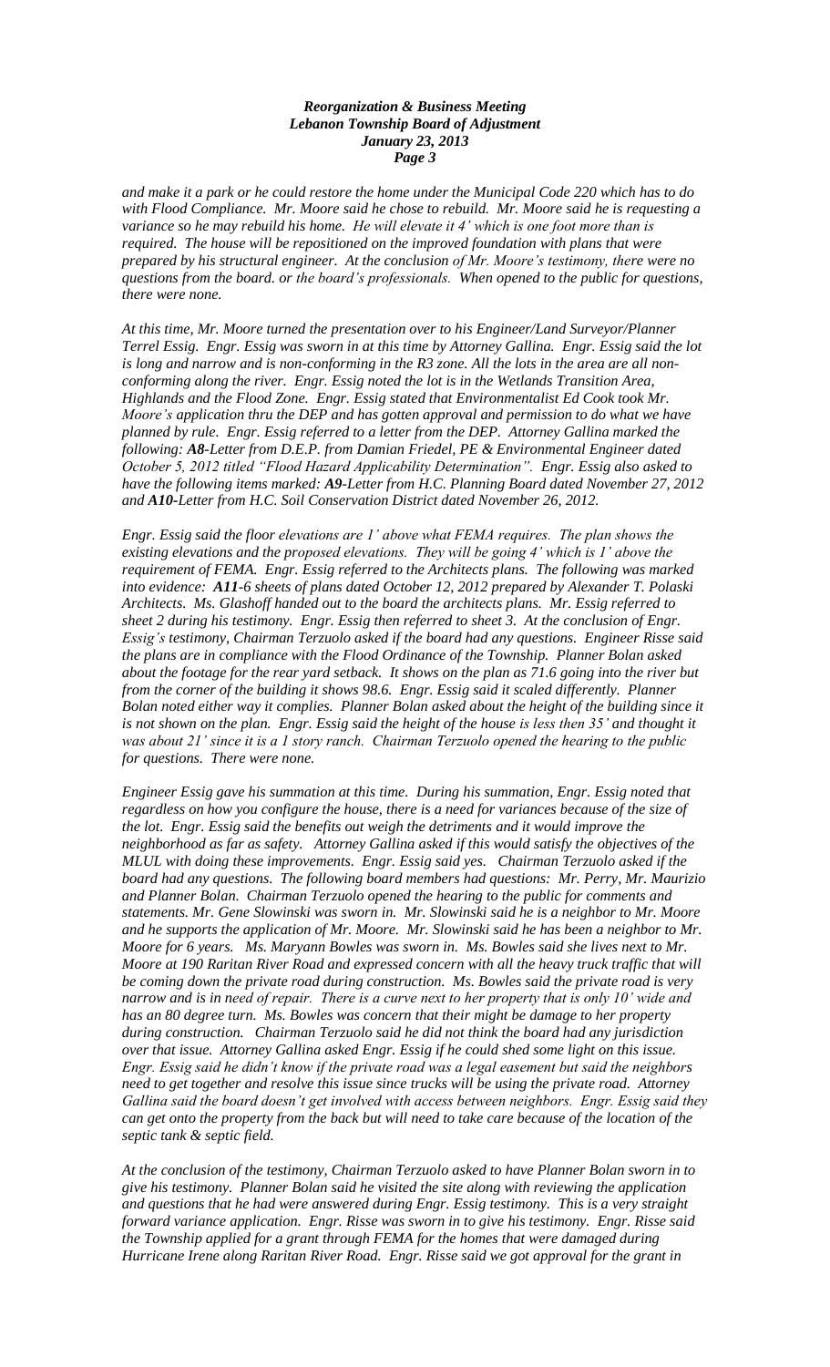*and make it a park or he could restore the home under the Municipal Code 220 which has to do with Flood Compliance. Mr. Moore said he chose to rebuild. Mr. Moore said he is requesting a variance so he may rebuild his home. He will elevate it 4' which is one foot more than is required. The house will be repositioned on the improved foundation with plans that were prepared by his structural engineer. At the conclusion of Mr. Moore's testimony, there were no questions from the board. or the board's professionals. When opened to the public for questions, there were none.*

*At this time, Mr. Moore turned the presentation over to his Engineer/Land Surveyor/Planner Terrel Essig. Engr. Essig was sworn in at this time by Attorney Gallina. Engr. Essig said the lot is long and narrow and is non-conforming in the R3 zone. All the lots in the area are all non-conforming along the river. Engr. Essig noted the lot is in the Wetlands Transition Area, Highlands and the Flood Zone. Engr. Essig stated that Environmentalist Ed Cook took Mr. Moore's application thru the DEP and has gotten approval and permission to do what we have planned by rule. Engr. Essig referred to a letter from the DEP. Attorney Gallina marked the following:* ***A8****-Letter from D.E.P. from Damian Friedel, PE & Environmental Engineer dated October 5, 2012 titled "Flood Hazard Applicability Determination". Engr. Essig also asked to have the following items marked:* ***A9****-Letter from H.C. Planning Board dated November 27, 2012 and* ***A10****-Letter from H.C. Soil Conservation District dated November 26, 2012.*

*Engr. Essig said the floor elevations are 1' above what FEMA requires. The plan shows the existing elevations and the proposed elevations. They will be going 4' which is 1' above the requirement of FEMA. Engr. Essig referred to the Architects plans. The following was marked into evidence:* ***A11****-6 sheets of plans dated October 12, 2012 prepared by Alexander T. Polaski Architects. Ms. Glashoff handed out to the board the architects plans. Mr. Essig referred to sheet 2 during his testimony. Engr. Essig then referred to sheet 3. At the conclusion of Engr. Essig's testimony, Chairman Terzuolo asked if the board had any questions. Engineer Risse said the plans are in compliance with the Flood Ordinance of the Township. Planner Bolan asked about the footage for the rear yard setback. It shows on the plan as 71.6 going into the river but from the corner of the building it shows 98.6. Engr. Essig said it scaled differently. Planner Bolan noted either way it complies. Planner Bolan asked about the height of the building since it is not shown on the plan. Engr. Essig said the height of the house is less then 35' and thought it was about 21' since it is a 1 story ranch. Chairman Terzuolo opened the hearing to the public for questions. There were none.*

*Engineer Essig gave his summation at this time. During his summation, Engr. Essig noted that regardless on how you configure the house, there is a need for variances because of the size of the lot. Engr. Essig said the benefits out weigh the detriments and it would improve the neighborhood as far as safety. Attorney Gallina asked if this would satisfy the objectives of the MLUL with doing these improvements. Engr. Essig said yes. Chairman Terzuolo asked if the board had any questions. The following board members had questions: Mr. Perry, Mr. Maurizio and Planner Bolan. Chairman Terzuolo opened the hearing to the public for comments and statements. Mr. Gene Slowinski was sworn in. Mr. Slowinski said he is a neighbor to Mr. Moore and he supports the application of Mr. Moore. Mr. Slowinski said he has been a neighbor to Mr. Moore for 6 years. Ms. Maryann Bowles was sworn in. Ms. Bowles said she lives next to Mr. Moore at 190 Raritan River Road and expressed concern with all the heavy truck traffic that will be coming down the private road during construction. Ms. Bowles said the private road is very narrow and is in need of repair. There is a curve next to her property that is only 10' wide and has an 80 degree turn. Ms. Bowles was concern that their might be damage to her property during construction. Chairman Terzuolo said he did not think the board had any jurisdiction over that issue. Attorney Gallina asked Engr. Essig if he could shed some light on this issue. Engr. Essig said he didn't know if the private road was a legal easement but said the neighbors need to get together and resolve this issue since trucks will be using the private road. Attorney Gallina said the board doesn't get involved with access between neighbors. Engr. Essig said they can get onto the property from the back but will need to take care because of the location of the septic tank & septic field.*

*At the conclusion of the testimony, Chairman Terzuolo asked to have Planner Bolan sworn in to give his testimony. Planner Bolan said he visited the site along with reviewing the application and questions that he had were answered during Engr. Essig testimony. This is a very straight forward variance application. Engr. Risse was sworn in to give his testimony. Engr. Risse said the Township applied for a grant through FEMA for the homes that were damaged during Hurricane Irene along Raritan River Road. Engr. Risse said we got approval for the grant in*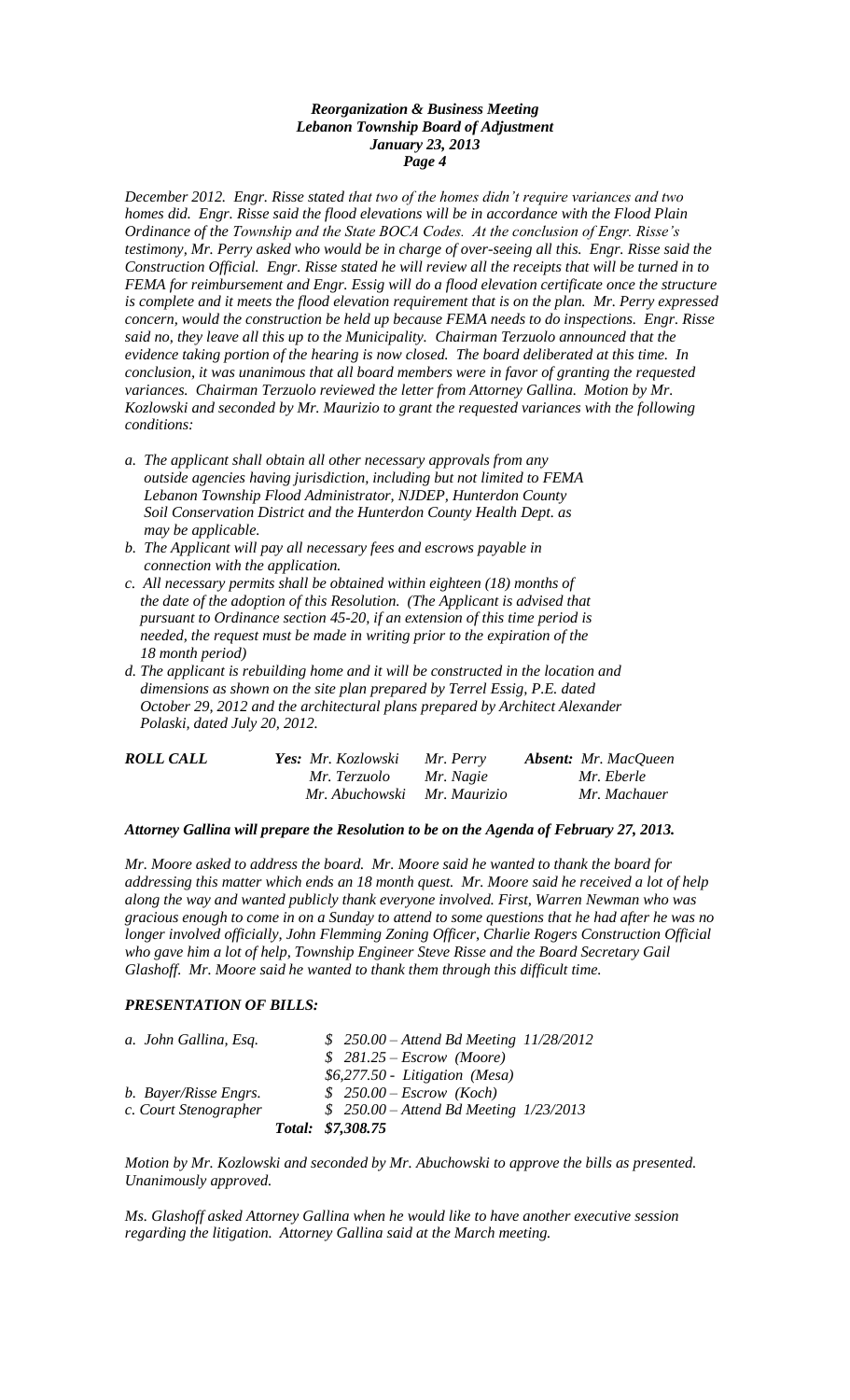*December 2012. Engr. Risse stated that two of the homes didn't require variances and two homes did. Engr. Risse said the flood elevations will be in accordance with the Flood Plain Ordinance of the Township and the State BOCA Codes. At the conclusion of Engr. Risse's testimony, Mr. Perry asked who would be in charge of over-seeing all this. Engr. Risse said the Construction Official. Engr. Risse stated he will review all the receipts that will be turned in to FEMA for reimbursement and Engr. Essig will do a flood elevation certificate once the structure is complete and it meets the flood elevation requirement that is on the plan. Mr. Perry expressed concern, would the construction be held up because FEMA needs to do inspections. Engr. Risse said no, they leave all this up to the Municipality. Chairman Terzuolo announced that the evidence taking portion of the hearing is now closed. The board deliberated at this time. In conclusion, it was unanimous that all board members were in favor of granting the requested variances. Chairman Terzuolo reviewed the letter from Attorney Gallina. Motion by Mr. Kozlowski and seconded by Mr. Maurizio to grant the requested variances with the following conditions:*

- *a. The applicant shall obtain all other necessary approvals from any outside agencies having jurisdiction, including but not limited to FEMA Lebanon Township Flood Administrator, NJDEP, Hunterdon County Soil Conservation District and the Hunterdon County Health Dept. as may be applicable.*
- *b. The Applicant will pay all necessary fees and escrows payable in connection with the application.*
- *c. All necessary permits shall be obtained within eighteen (18) months of the date of the adoption of this Resolution. (The Applicant is advised that pursuant to Ordinance section 45-20, if an extension of this time period is needed, the request must be made in writing prior to the expiration of the 18 month period)*
- *d. The applicant is rebuilding home and it will be constructed in the location and dimensions as shown on the site plan prepared by Terrel Essig, P.E. dated October 29, 2012 and the architectural plans prepared by Architect Alexander Polaski, dated July 20, 2012.*

| ***ROLL CALL*** | ***Yes:*** *Mr. Kozlowski* | *Mr. Perry* | ***Absent:*** *Mr. MacQueen* |
|---|---|---|---|
| | *Mr. Terzuolo* | *Mr. Nagie* | *Mr. Eberle* |
| | *Mr. Abuchowski* | *Mr. Maurizio* | *Mr. Machauer* |

***Attorney Gallina will prepare the Resolution to be on the Agenda of February 27, 2013.***

*Mr. Moore asked to address the board. Mr. Moore said he wanted to thank the board for addressing this matter which ends an 18 month quest. Mr. Moore said he received a lot of help along the way and wanted publicly thank everyone involved. First, Warren Newman who was gracious enough to come in on a Sunday to attend to some questions that he had after he was no longer involved officially, John Flemming Zoning Officer, Charlie Rogers Construction Official who gave him a lot of help, Township Engineer Steve Risse and the Board Secretary Gail Glashoff. Mr. Moore said he wanted to thank them through this difficult time.*

### ***PRESENTATION OF BILLS:***

| | |
|---|---|
| *a. John Gallina, Esq.* | *$ 250.00 – Attend Bd Meeting 11/28/2012* |
| | *$ 281.25 – Escrow (Moore)* |
| | *$6,277.50 - Litigation (Mesa)* |
| *b. Bayer/Risse Engrs.* | *$ 250.00 – Escrow (Koch)* |
| *c. Court Stenographer* | *$ 250.00 – Attend Bd Meeting 1/23/2013* |
| ***Total:*** | ***$7,308.75*** |

*Motion by Mr. Kozlowski and seconded by Mr. Abuchowski to approve the bills as presented. Unanimously approved.*

*Ms. Glashoff asked Attorney Gallina when he would like to have another executive session regarding the litigation. Attorney Gallina said at the March meeting.*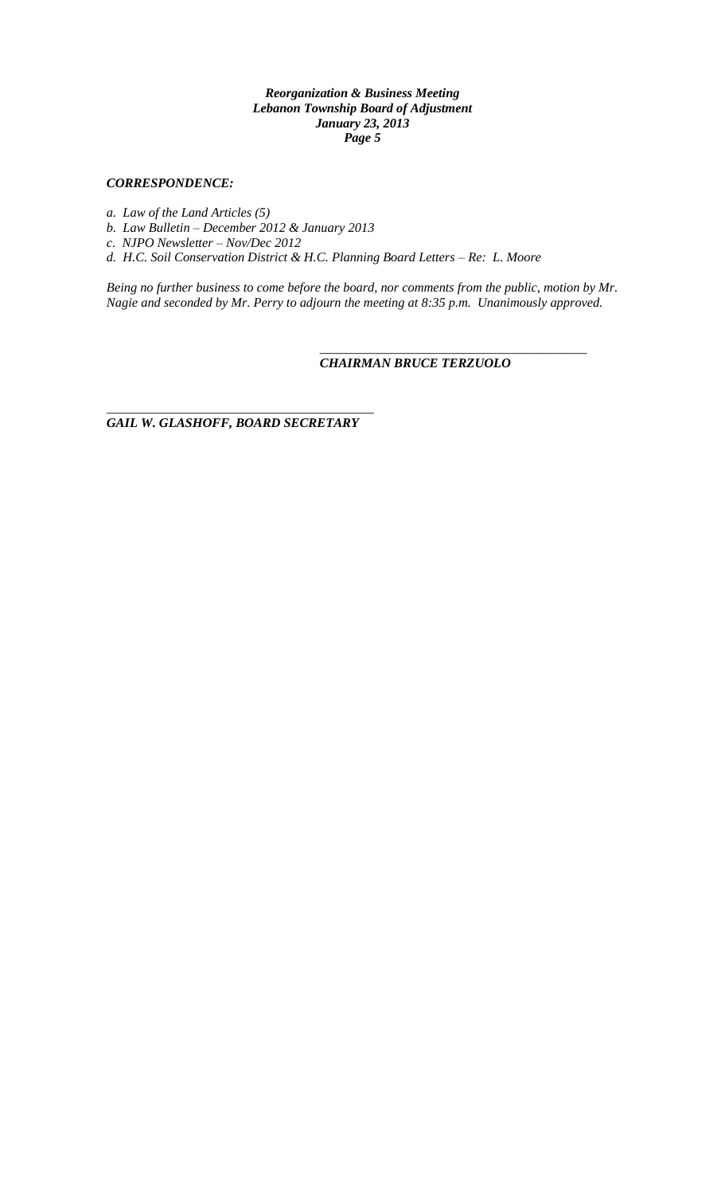***CORRESPONDENCE:***

*a. Law of the Land Articles (5)*
*b. Law Bulletin – December 2012 & January 2013*
*c. NJPO Newsletter – Nov/Dec 2012*
*d. H.C. Soil Conservation District & H.C. Planning Board Letters – Re: L. Moore*

*Being no further business to come before the board, nor comments from the public, motion by Mr. Nagie and seconded by Mr. Perry to adjourn the meeting at 8:35 p.m. Unanimously approved.*

\_\_\_\_\_\_\_\_\_\_\_\_\_\_\_\_\_\_\_\_\_\_\_\_\_\_\_\_\_\_\_\_\_\_\_\_\_\_\_\_
***CHAIRMAN BRUCE TERZUOLO***

\_\_\_\_\_\_\_\_\_\_\_\_\_\_\_\_\_\_\_\_\_\_\_\_\_\_\_\_\_\_\_\_\_\_\_\_\_\_\_\_
***GAIL W. GLASHOFF, BOARD SECRETARY***